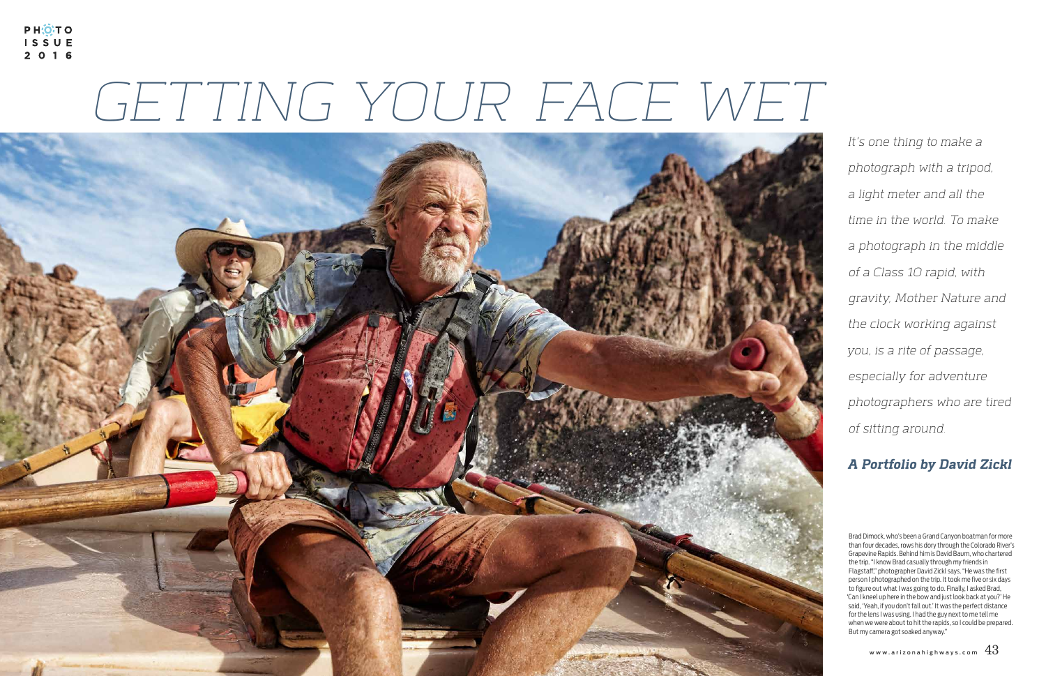# GETTING YOUR FACE WET

*It's one thing to make a photograph with a tripod, a light meter and all the time in the world. To make a photograph in the middle of a Class 10 rapid, with gravity, Mother Nature and the clock working against you, is a rite of passage, especially for adventure photographers who are tired of sitting around.*

***A Portfolio by David Zickl***

Brad Dimock, who's been a Grand Canyon boatman for more than four decades, rows his dory through the Colorado River's Grapevine Rapids. Behind him is David Baum, who chartered the trip. "I know Brad casually through my friends in Flagstaff," photographer David Zickl says. "He was the first person I photographed on the trip. It took me five or six days to figure out what I was going to do. Finally, I asked Brad, 'Can I kneel up here in the bow and just look back at you?' He said, 'Yeah, if you don't fall out.' It was the perfect distance for the lens I was using. I had the guy next to me tell me when we were about to hit the rapids, so I could be prepared. But my camera got soaked anyway."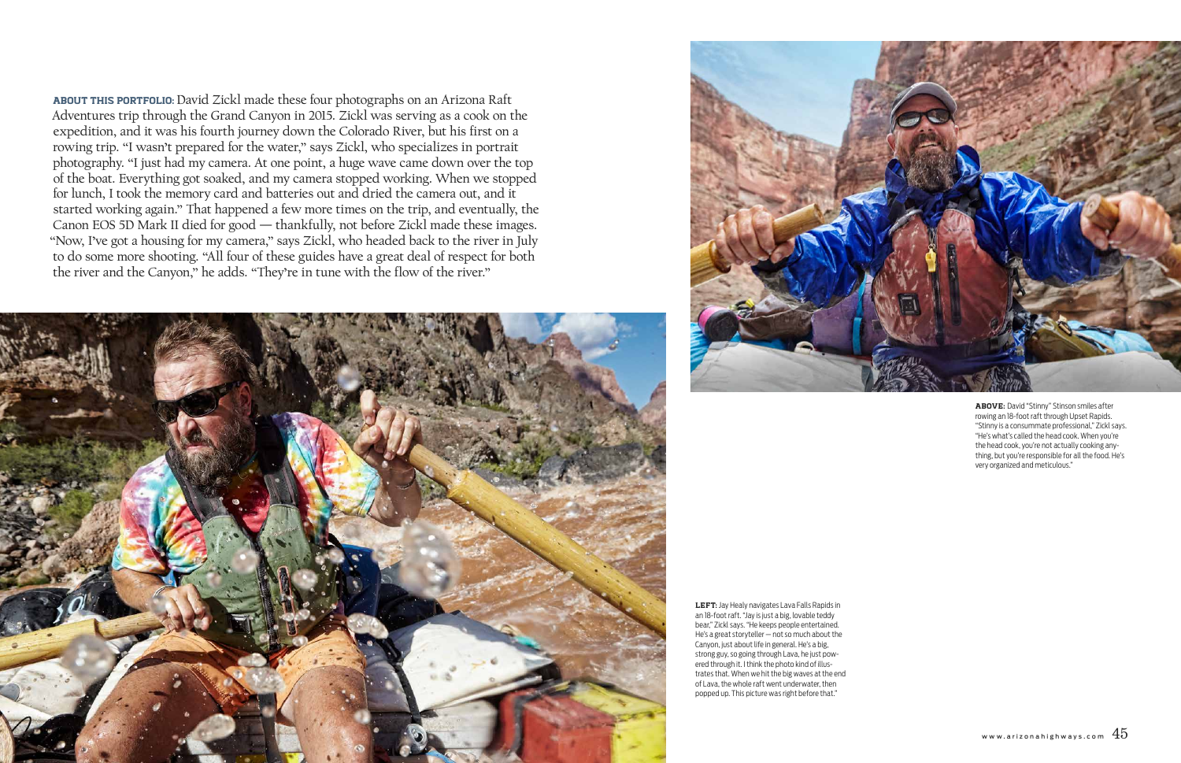**ABOUT THIS PORTFOLIO:** David Zickl made these four photographs on an Arizona Raft Adventures trip through the Grand Canyon in 2015. Zickl was serving as a cook on the expedition, and it was his fourth journey down the Colorado River, but his first on a rowing trip. "I wasn't prepared for the water," says Zickl, who specializes in portrait photography. "I just had my camera. At one point, a huge wave came down over the top of the boat. Everything got soaked, and my camera stopped working. When we stopped for lunch, I took the memory card and batteries out and dried the camera out, and it started working again." That happened a few more times on the trip, and eventually, the Canon EOS 5D Mark II died for good — thankfully, not before Zickl made these images. "Now, I've got a housing for my camera," says Zickl, who headed back to the river in July to do some more shooting. "All four of these guides have a great deal of respect for both the river and the Canyon," he adds. "They're in tune with the flow of the river."

**ABOVE:** David "Stinny" Stinson smiles after rowing an 18-foot raft through Upset Rapids. "Stinny is a consummate professional," Zickl says. "He's what's called the head cook. When you're the head cook, you're not actually cooking anything, but you're responsible for all the food. He's very organized and meticulous."

**LEFT:** Jay Healy navigates Lava Falls Rapids in an 18-foot raft. "Jay is just a big, lovable teddy bear," Zickl says. "He keeps people entertained. He's a great storyteller — not so much about the Canyon, just about life in general. He's a big, strong guy, so going through Lava, he just powered through it. I think the photo kind of illustrates that. When we hit the big waves at the end of Lava, the whole raft went underwater, then popped up. This picture was right before that."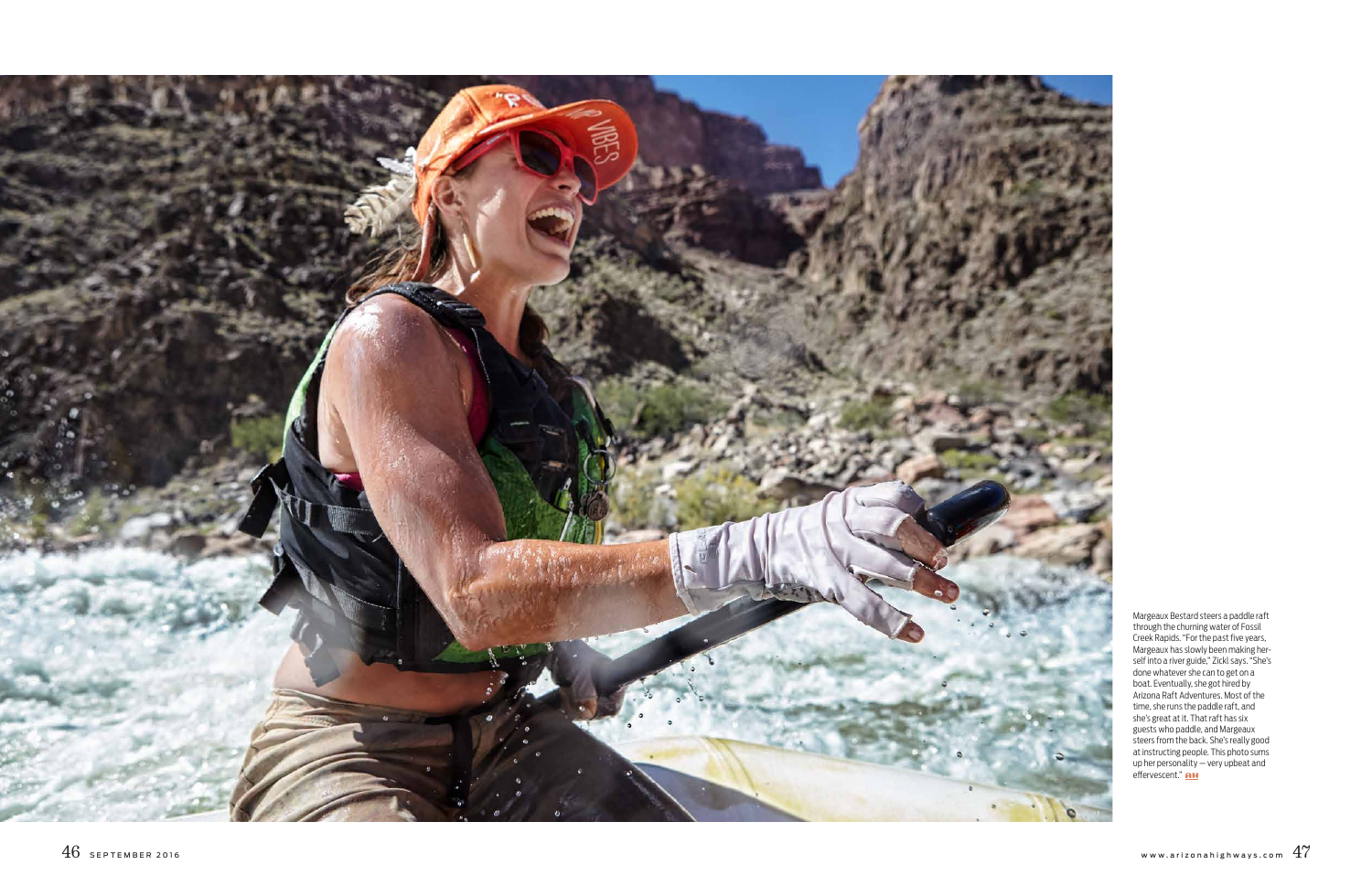Margeaux Bestard steers a paddle raft through the churning water of Fossil Creek Rapids. "For the past five years, Margeaux has slowly been making herself into a river guide," Zickl says. "She's done whatever she can to get on a boat. Eventually, she got hired by Arizona Raft Adventures. Most of the time, she runs the paddle raft, and she's great at it. That raft has six guests who paddle, and Margeaux steers from the back. She's really good at instructing people. This photo sums up her personality — very upbeat and effervescent."